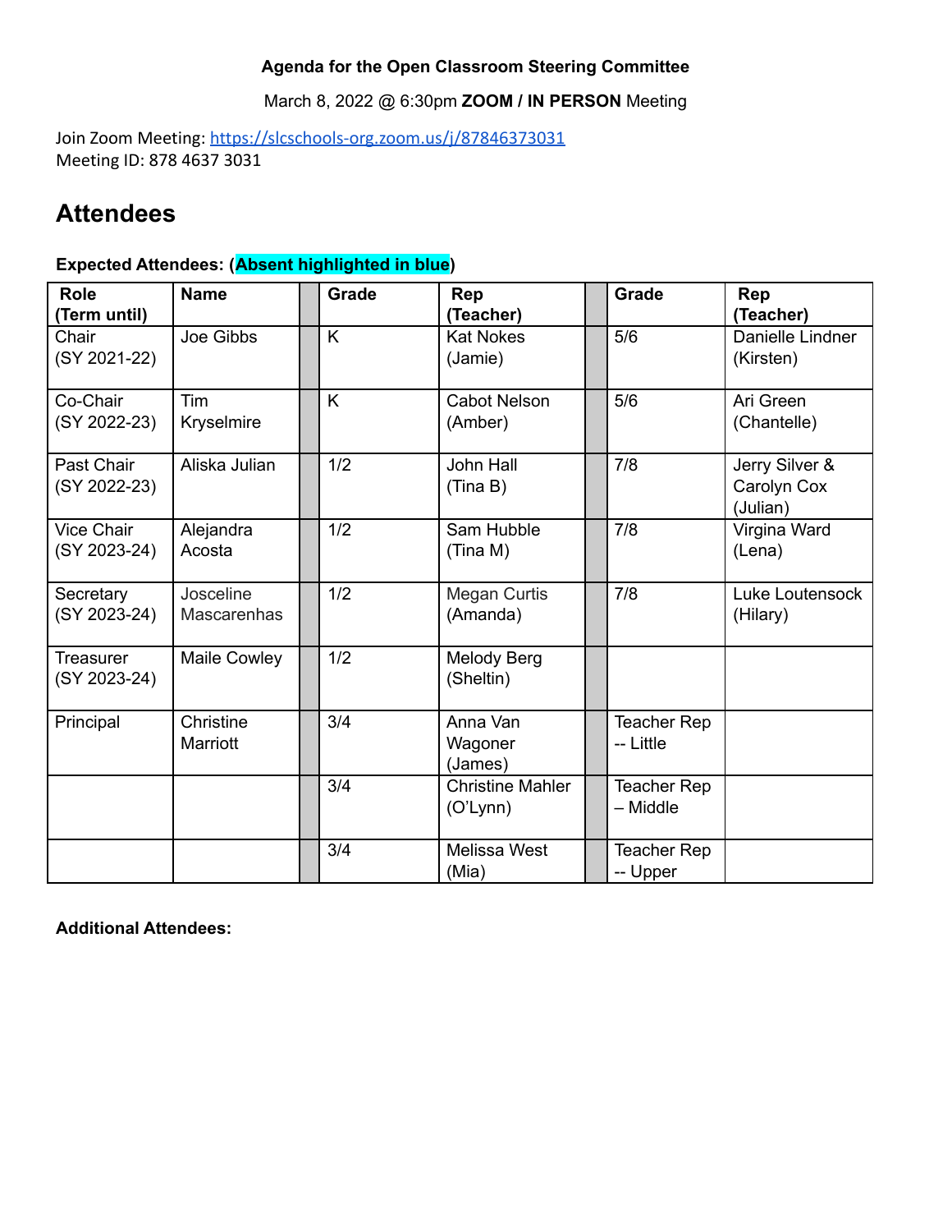**Agenda for the Open Classroom Steering Committee**

March 8, 2022 @ 6:30pm **ZOOM / IN PERSON** Meeting

Join Zoom Meeting: https://slcschools-org.zoom.us/j/87846373031
Meeting ID: 878 4637 3031

# Attendees

**Expected Attendees: (Absent highlighted in blue)**

| Role (Term until) | Name | | Grade | Rep (Teacher) | | Grade | Rep (Teacher) |
|---|---|---|---|---|---|---|---|
| Chair (SY 2021-22) | Joe Gibbs | | K | Kat Nokes (Jamie) | | 5/6 | Danielle Lindner (Kirsten) |
| Co-Chair (SY 2022-23) | Tim Kryselmire | | K | Cabot Nelson (Amber) | | 5/6 | Ari Green (Chantelle) |
| Past Chair (SY 2022-23) | Aliska Julian | | 1/2 | John Hall (Tina B) | | 7/8 | Jerry Silver & Carolyn Cox (Julian) |
| Vice Chair (SY 2023-24) | Alejandra Acosta | | 1/2 | Sam Hubble (Tina M) | | 7/8 | Virgina Ward (Lena) |
| Secretary (SY 2023-24) | Josceline Mascarenhas | | 1/2 | Megan Curtis (Amanda) | | 7/8 | Luke Loutensock (Hilary) |
| Treasurer (SY 2023-24) | Maile Cowley | | 1/2 | Melody Berg (Sheltin) | | | |
| Principal | Christine Marriott | | 3/4 | Anna Van Wagoner (James) | | Teacher Rep -- Little | |
| | | | 3/4 | Christine Mahler (O'Lynn) | | Teacher Rep – Middle | |
| | | | 3/4 | Melissa West (Mia) | | Teacher Rep -- Upper | |

**Additional Attendees:**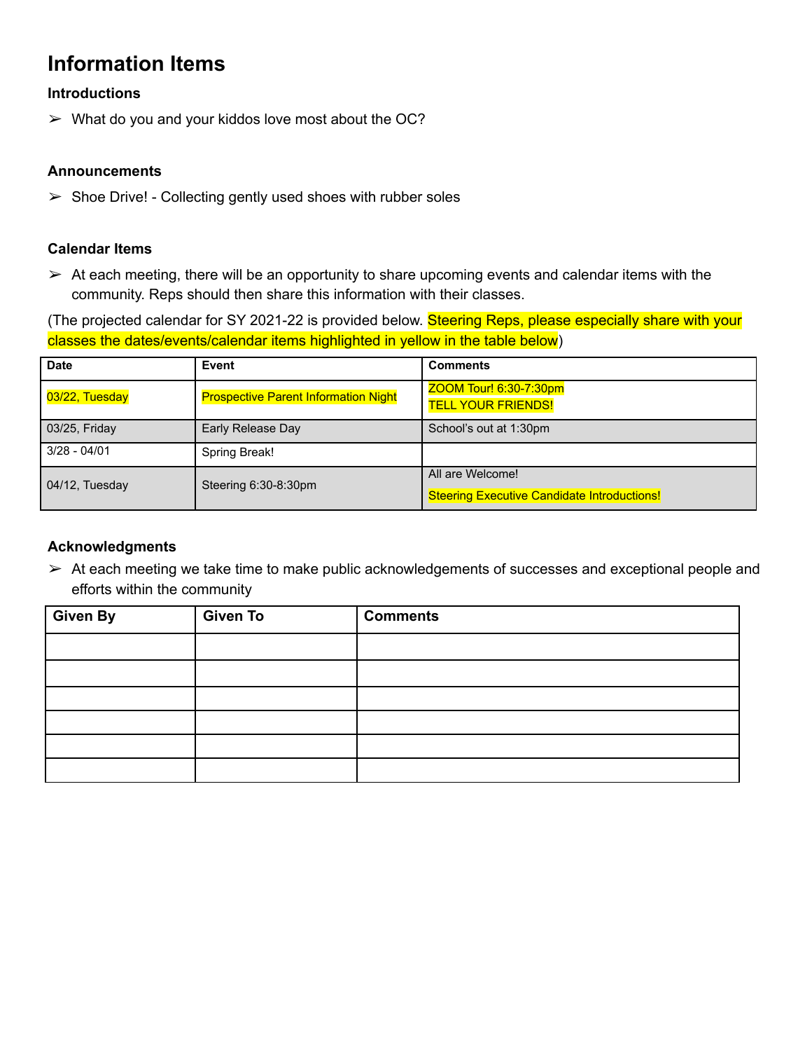# Information Items

### Introductions

- What do you and your kiddos love most about the OC?

### Announcements

- Shoe Drive! - Collecting gently used shoes with rubber soles

### Calendar Items

- At each meeting, there will be an opportunity to share upcoming events and calendar items with the community. Reps should then share this information with their classes.

(The projected calendar for SY 2021-22 is provided below. Steering Reps, please especially share with your classes the dates/events/calendar items highlighted in yellow in the table below)

| Date | Event | Comments |
|---|---|---|
| 03/22, Tuesday | Prospective Parent Information Night | ZOOM Tour! 6:30-7:30pm<br>TELL YOUR FRIENDS! |
| 03/25, Friday | Early Release Day | School's out at 1:30pm |
| 3/28 - 04/01 | Spring Break! | |
| 04/12, Tuesday | Steering 6:30-8:30pm | All are Welcome!<br>Steering Executive Candidate Introductions! |

### Acknowledgments

- At each meeting we take time to make public acknowledgements of successes and exceptional people and efforts within the community

| Given By | Given To | Comments |
|---|---|---|
| | | |
| | | |
| | | |
| | | |
| | | |
| | | |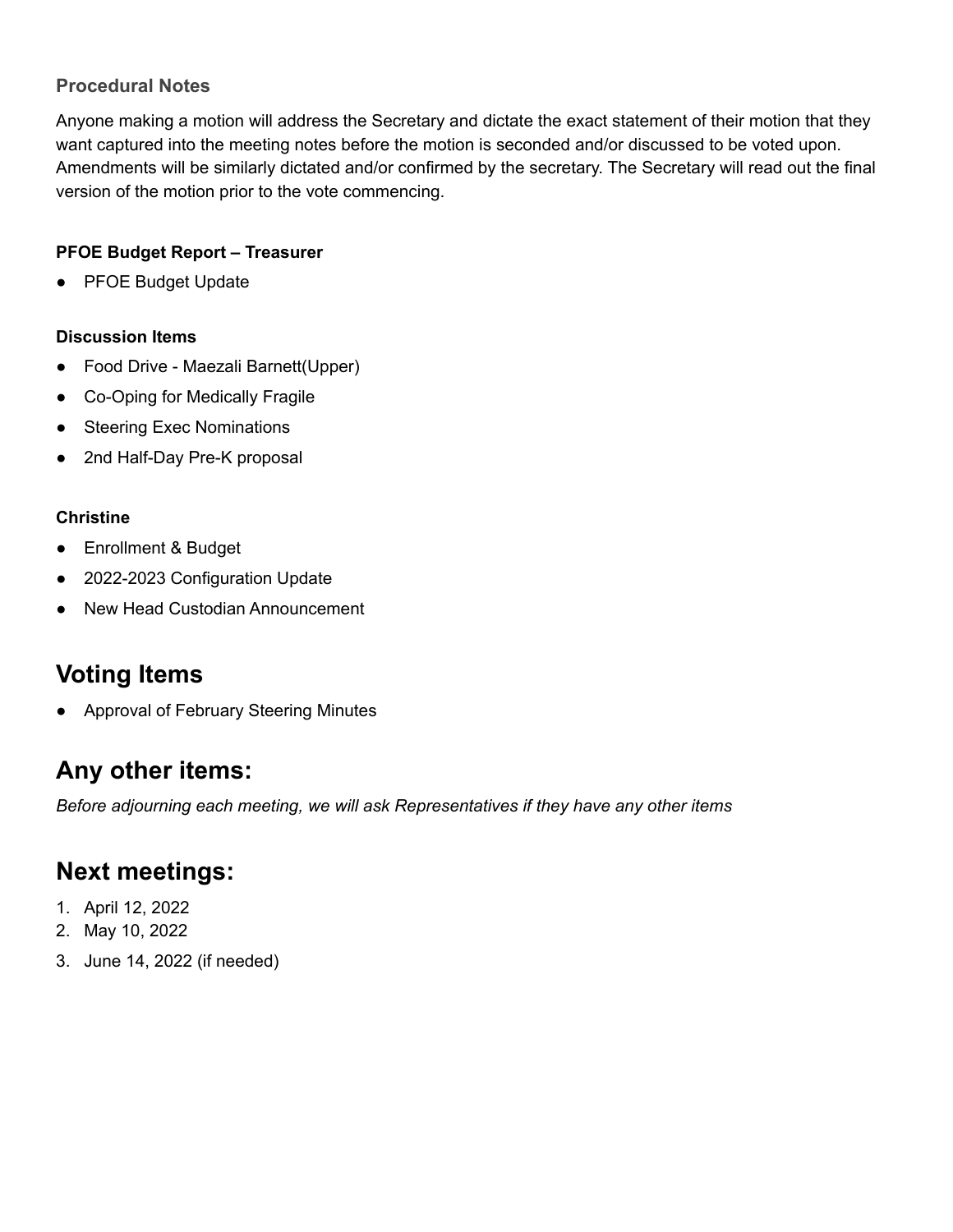### Procedural Notes

Anyone making a motion will address the Secretary and dictate the exact statement of their motion that they want captured into the meeting notes before the motion is seconded and/or discussed to be voted upon. Amendments will be similarly dictated and/or confirmed by the secretary. The Secretary will read out the final version of the motion prior to the vote commencing.

**PFOE Budget Report – Treasurer**

- PFOE Budget Update

**Discussion Items**

- Food Drive - Maezali Barnett(Upper)
- Co-Oping for Medically Fragile
- Steering Exec Nominations
- 2nd Half-Day Pre-K proposal

**Christine**

- Enrollment & Budget
- 2022-2023 Configuration Update
- New Head Custodian Announcement

## Voting Items

- Approval of February Steering Minutes

## Any other items:

*Before adjourning each meeting, we will ask Representatives if they have any other items*

## Next meetings:

1. April 12, 2022
2. May 10, 2022
3. June 14, 2022 (if needed)